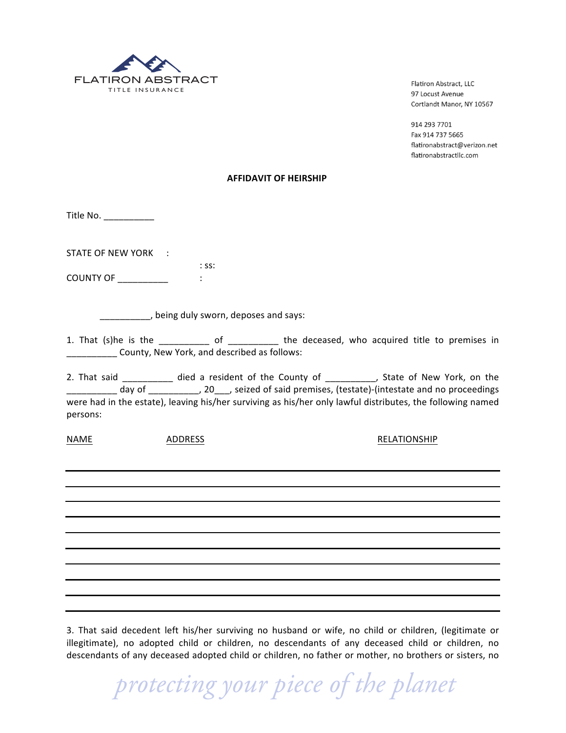FLATIRON ABSTRACT
TITLE INSURANCE

Flatiron Abstract, LLC
97 Locust Avenue
Cortlandt Manor, NY 10567

914 293 7701
Fax 914 737 5665
flatironabstract@verizon.net
flatironabstractllc.com

**AFFIDAVIT OF HEIRSHIP**

Title No. __________

STATE OF NEW YORK :
: ss:
COUNTY OF __________ :

__________, being duly sworn, deposes and says:

1. That (s)he is the __________ of __________ the deceased, who acquired title to premises in __________ County, New York, and described as follows:

2. That said __________ died a resident of the County of __________, State of New York, on the __________ day of __________, 20___, seized of said premises, (testate)-(intestate and no proceedings were had in the estate), leaving his/her surviving as his/her only lawful distributes, the following named persons:

| NAME | ADDRESS | RELATIONSHIP |
|---|---|---|
| | | |
| | | |
| | | |
| | | |
| | | |
| | | |
| | | |
| | | |
| | | |

3. That said decedent left his/her surviving no husband or wife, no child or children, (legitimate or illegitimate), no adopted child or children, no descendants of any deceased child or children, no descendants of any deceased adopted child or children, no father or mother, no brothers or sisters, no

*protecting your piece of the planet*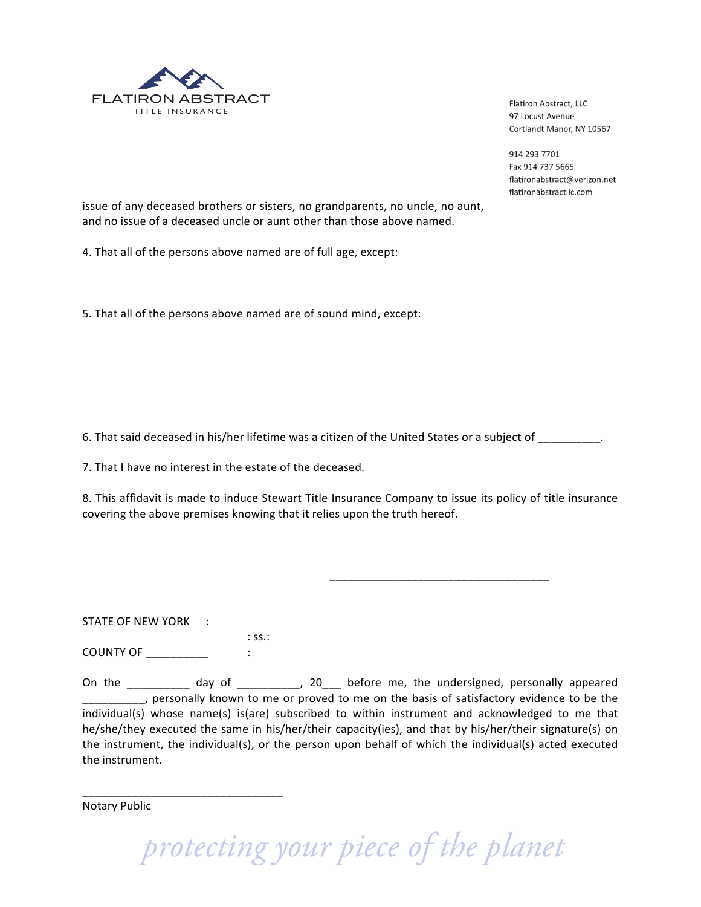issue of any deceased brothers or sisters, no grandparents, no uncle, no aunt, and no issue of a deceased uncle or aunt other than those above named.

4. That all of the persons above named are of full age, except:

5. That all of the persons above named are of sound mind, except:

6. That said deceased in his/her lifetime was a citizen of the United States or a subject of __________.

7. That I have no interest in the estate of the deceased.

8. This affidavit is made to induce Stewart Title Insurance Company to issue its policy of title insurance covering the above premises knowing that it relies upon the truth hereof.

___________________________________

STATE OF NEW YORK :
: ss.:
COUNTY OF __________ :

On the __________ day of __________, 20___ before me, the undersigned, personally appeared __________, personally known to me or proved to me on the basis of satisfactory evidence to be the individual(s) whose name(s) is(are) subscribed to within instrument and acknowledged to me that he/she/they executed the same in his/her/their capacity(ies), and that by his/her/their signature(s) on the instrument, the individual(s), or the person upon behalf of which the individual(s) acted executed the instrument.

________________________________
Notary Public